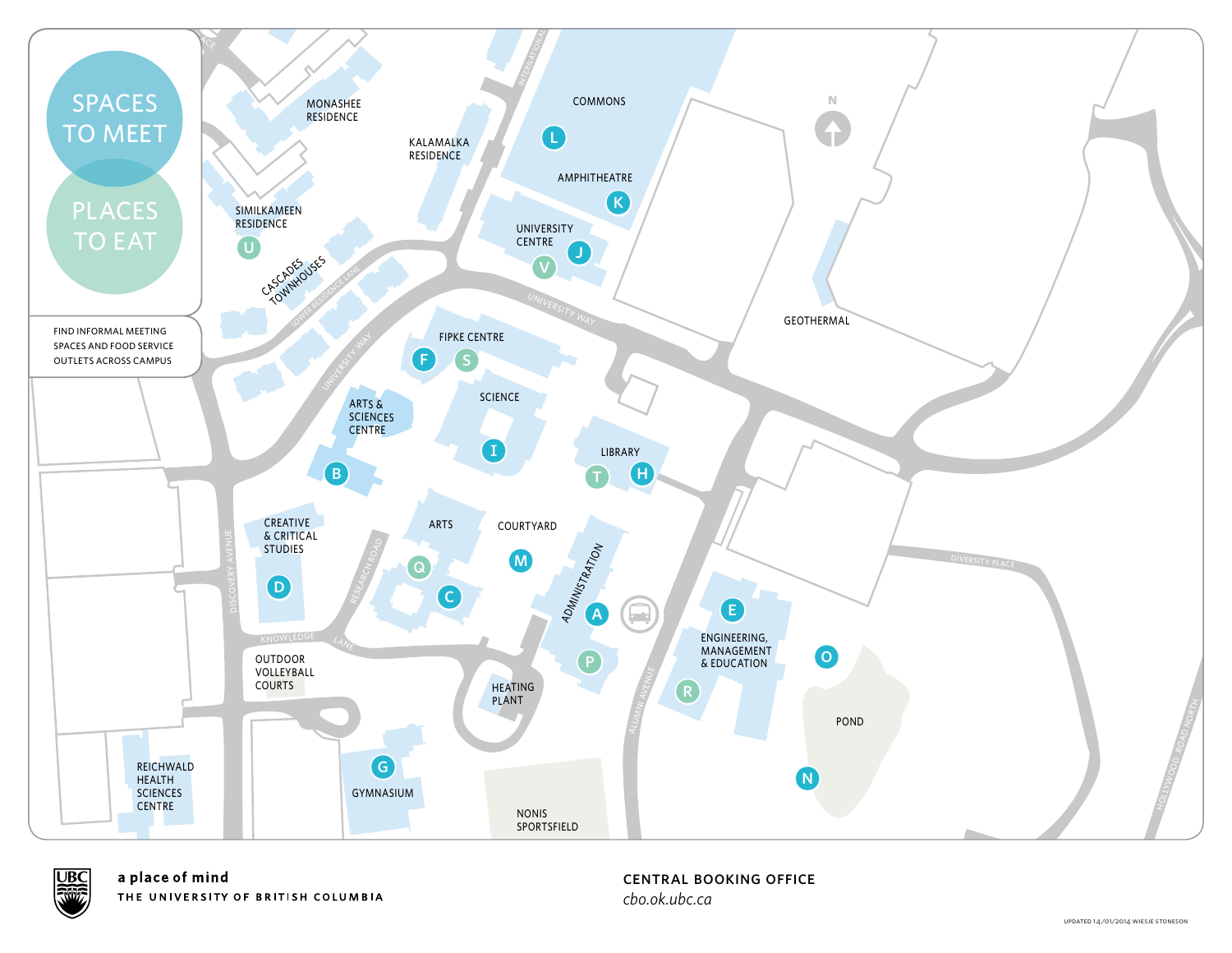# SPACES TO MEET

# PLACES TO EAT

FIND INFORMAL MEETING SPACES AND FOOD SERVICE OUTLETS ACROSS CAMPUS

MONASHEE RESIDENCE

KALAMALKA RESIDENCE

COMMONS

L

AMPHITHEATRE

K

UNIVERSITY CENTRE

J

V

SIMILKAMEEN RESIDENCE

U

CASCADES TOWNHOUSES

LOWER RESIDENCE LANE

INTERNATIONAL

UNIVERSITY WAY

N

GEOTHERMAL

FIPKE CENTRE

F

S

ARTS & SCIENCES CENTRE

SCIENCE

I

B

LIBRARY

T

H

CREATIVE & CRITICAL STUDIES

D

ARTS

COURTYARD

Q

M

C

ADMINISTRATION

A

P

RESEARCH ROAD

DISCOVERY AVENUE

KNOWLEDGE LANE

DIVERSITY PLACE

E

ENGINEERING, MANAGEMENT & EDUCATION

R

O

POND

N

OUTDOOR VOLLEYBALL COURTS

HEATING PLANT

ALUMNI AVENUE

G

GYMNASIUM

REICHWALD HEALTH SCIENCES CENTRE

NONIS SPORTSFIELD

HOLLYWOOD ROAD NORTH

a place of mind

THE UNIVERSITY OF BRITISH COLUMBIA

CENTRAL BOOKING OFFICE

*cbo.ok.ubc.ca*

UPDATED 14/01/2014 WIESJE STONESON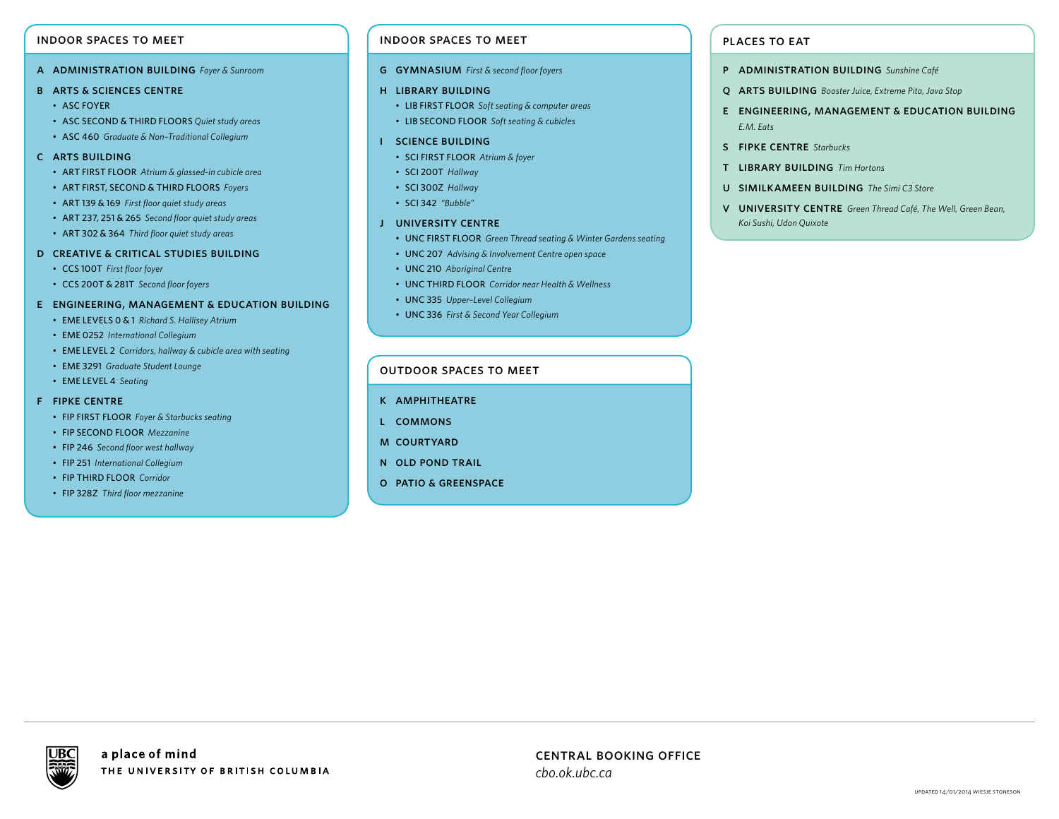## INDOOR SPACES TO MEET

**A ADMINISTRATION BUILDING** *Foyer & Sunroom*

**B ARTS & SCIENCES CENTRE**
- ASC FOYER
- ASC SECOND & THIRD FLOORS *Quiet study areas*
- ASC 460 *Graduate & Non-Traditional Collegium*

**C ARTS BUILDING**
- ART FIRST FLOOR *Atrium & glassed-in cubicle area*
- ART FIRST, SECOND & THIRD FLOORS *Foyers*
- ART 139 & 169 *First floor quiet study areas*
- ART 237, 251 & 265 *Second floor quiet study areas*
- ART 302 & 364 *Third floor quiet study areas*

**D CREATIVE & CRITICAL STUDIES BUILDING**
- CCS 100T *First floor foyer*
- CCS 200T & 281T *Second floor foyers*

**E ENGINEERING, MANAGEMENT & EDUCATION BUILDING**
- EME LEVELS 0 & 1 *Richard S. Hallisey Atrium*
- EME 0252 *International Collegium*
- EME LEVEL 2 *Corridors, hallway & cubicle area with seating*
- EME 3291 *Graduate Student Lounge*
- EME LEVEL 4 *Seating*

**F FIPKE CENTRE**
- FIP FIRST FLOOR *Foyer & Starbucks seating*
- FIP SECOND FLOOR *Mezzanine*
- FIP 246 *Second floor west hallway*
- FIP 251 *International Collegium*
- FIP THIRD FLOOR *Corridor*
- FIP 328Z *Third floor mezzanine*

## INDOOR SPACES TO MEET

**G GYMNASIUM** *First & second floor foyers*

**H LIBRARY BUILDING**
- LIB FIRST FLOOR *Soft seating & computer areas*
- LIB SECOND FLOOR *Soft seating & cubicles*

**I SCIENCE BUILDING**
- SCI FIRST FLOOR *Atrium & foyer*
- SCI 200T *Hallway*
- SCI 300Z *Hallway*
- SCI 342 *"Bubble"*

**J UNIVERSITY CENTRE**
- UNC FIRST FLOOR *Green Thread seating & Winter Gardens seating*
- UNC 207 *Advising & Involvement Centre open space*
- UNC 210 *Aboriginal Centre*
- UNC THIRD FLOOR *Corridor near Health & Wellness*
- UNC 335 *Upper-Level Collegium*
- UNC 336 *First & Second Year Collegium*

## OUTDOOR SPACES TO MEET

**K AMPHITHEATRE**

**L COMMONS**

**M COURTYARD**

**N OLD POND TRAIL**

**O PATIO & GREENSPACE**

## PLACES TO EAT

**P ADMINISTRATION BUILDING** *Sunshine Café*

**Q ARTS BUILDING** *Booster Juice, Extreme Pita, Java Stop*

**E ENGINEERING, MANAGEMENT & EDUCATION BUILDING** *E.M. Eats*

**S FIPKE CENTRE** *Starbucks*

**T LIBRARY BUILDING** *Tim Hortons*

**U SIMILKAMEEN BUILDING** *The Simi C3 Store*

**V UNIVERSITY CENTRE** *Green Thread Café, The Well, Green Bean, Koi Sushi, Udon Quixote*

---

a place of mind
THE UNIVERSITY OF BRITISH COLUMBIA

CENTRAL BOOKING OFFICE
*cbo.ok.ubc.ca*

UPDATED 14/01/2014 WIESJE STONESON